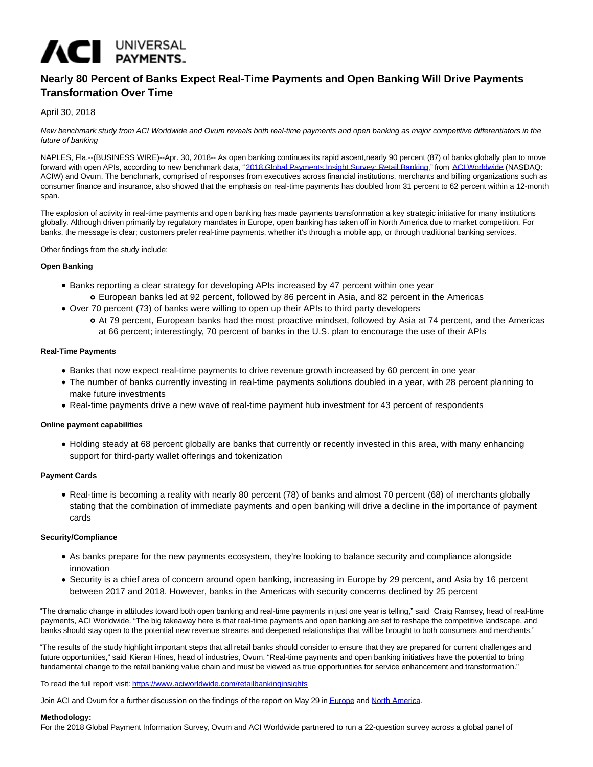# Nearly 80 Percent of Banks Expect Real-Time Payments and Open Banking Will Drive Payments Transformation Over Time

April 30, 2018

*New benchmark study from ACI Worldwide and Ovum reveals both real-time payments and open banking as major competitive differentiators in the future of banking*

NAPLES, Fla.--(BUSINESS WIRE)--Apr. 30, 2018-- As open banking continues its rapid ascent,nearly 90 percent (87) of banks globally plan to move forward with open APIs, according to new benchmark data, "2018 Global Payments Insight Survey: Retail Banking," from ACI Worldwide (NASDAQ: ACIW) and Ovum. The benchmark, comprised of responses from executives across financial institutions, merchants and billing organizations such as consumer finance and insurance, also showed that the emphasis on real-time payments has doubled from 31 percent to 62 percent within a 12-month span.

The explosion of activity in real-time payments and open banking has made payments transformation a key strategic initiative for many institutions globally. Although driven primarily by regulatory mandates in Europe, open banking has taken off in North America due to market competition. For banks, the message is clear; customers prefer real-time payments, whether it's through a mobile app, or through traditional banking services.

Other findings from the study include:

**Open Banking**

- Banks reporting a clear strategy for developing APIs increased by 47 percent within one year
  - European banks led at 92 percent, followed by 86 percent in Asia, and 82 percent in the Americas
- Over 70 percent (73) of banks were willing to open up their APIs to third party developers
  - At 79 percent, European banks had the most proactive mindset, followed by Asia at 74 percent, and the Americas at 66 percent; interestingly, 70 percent of banks in the U.S. plan to encourage the use of their APIs

**Real-Time Payments**

- Banks that now expect real-time payments to drive revenue growth increased by 60 percent in one year
- The number of banks currently investing in real-time payments solutions doubled in a year, with 28 percent planning to make future investments
- Real-time payments drive a new wave of real-time payment hub investment for 43 percent of respondents

**Online payment capabilities**

- Holding steady at 68 percent globally are banks that currently or recently invested in this area, with many enhancing support for third-party wallet offerings and tokenization

**Payment Cards**

- Real-time is becoming a reality with nearly 80 percent (78) of banks and almost 70 percent (68) of merchants globally stating that the combination of immediate payments and open banking will drive a decline in the importance of payment cards

**Security/Compliance**

- As banks prepare for the new payments ecosystem, they're looking to balance security and compliance alongside innovation
- Security is a chief area of concern around open banking, increasing in Europe by 29 percent, and Asia by 16 percent between 2017 and 2018. However, banks in the Americas with security concerns declined by 25 percent

"The dramatic change in attitudes toward both open banking and real-time payments in just one year is telling," said Craig Ramsey, head of real-time payments, ACI Worldwide. "The big takeaway here is that real-time payments and open banking are set to reshape the competitive landscape, and banks should stay open to the potential new revenue streams and deepened relationships that will be brought to both consumers and merchants."

"The results of the study highlight important steps that all retail banks should consider to ensure that they are prepared for current challenges and future opportunities," said Kieran Hines, head of industries, Ovum. "Real-time payments and open banking initiatives have the potential to bring fundamental change to the retail banking value chain and must be viewed as true opportunities for service enhancement and transformation."

To read the full report visit: https://www.aciworldwide.com/retailbankinginsights

Join ACI and Ovum for a further discussion on the findings of the report on May 29 in Europe and North America.

**Methodology:**
For the 2018 Global Payment Information Survey, Ovum and ACI Worldwide partnered to run a 22-question survey across a global panel of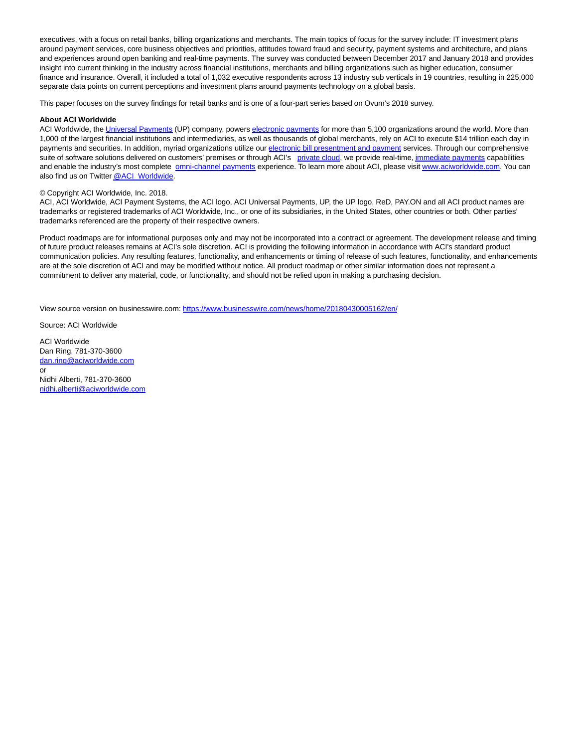executives, with a focus on retail banks, billing organizations and merchants. The main topics of focus for the survey include: IT investment plans around payment services, core business objectives and priorities, attitudes toward fraud and security, payment systems and architecture, and plans and experiences around open banking and real-time payments. The survey was conducted between December 2017 and January 2018 and provides insight into current thinking in the industry across financial institutions, merchants and billing organizations such as higher education, consumer finance and insurance. Overall, it included a total of 1,032 executive respondents across 13 industry sub verticals in 19 countries, resulting in 225,000 separate data points on current perceptions and investment plans around payments technology on a global basis.

This paper focuses on the survey findings for retail banks and is one of a four-part series based on Ovum's 2018 survey.

**About ACI Worldwide**

ACI Worldwide, the Universal Payments (UP) company, powers electronic payments for more than 5,100 organizations around the world. More than 1,000 of the largest financial institutions and intermediaries, as well as thousands of global merchants, rely on ACI to execute $14 trillion each day in payments and securities. In addition, myriad organizations utilize our electronic bill presentment and payment services. Through our comprehensive suite of software solutions delivered on customers' premises or through ACI's private cloud, we provide real-time, immediate payments capabilities and enable the industry's most complete omni-channel payments experience. To learn more about ACI, please visit www.aciworldwide.com. You can also find us on Twitter @ACI_Worldwide.

© Copyright ACI Worldwide, Inc. 2018.
ACI, ACI Worldwide, ACI Payment Systems, the ACI logo, ACI Universal Payments, UP, the UP logo, ReD, PAY.ON and all ACI product names are trademarks or registered trademarks of ACI Worldwide, Inc., or one of its subsidiaries, in the United States, other countries or both. Other parties' trademarks referenced are the property of their respective owners.

Product roadmaps are for informational purposes only and may not be incorporated into a contract or agreement. The development release and timing of future product releases remains at ACI's sole discretion. ACI is providing the following information in accordance with ACI's standard product communication policies. Any resulting features, functionality, and enhancements or timing of release of such features, functionality, and enhancements are at the sole discretion of ACI and may be modified without notice. All product roadmap or other similar information does not represent a commitment to deliver any material, code, or functionality, and should not be relied upon in making a purchasing decision.

View source version on businesswire.com: https://www.businesswire.com/news/home/20180430005162/en/

Source: ACI Worldwide

ACI Worldwide
Dan Ring, 781-370-3600
dan.ring@aciworldwide.com
or
Nidhi Alberti, 781-370-3600
nidhi.alberti@aciworldwide.com